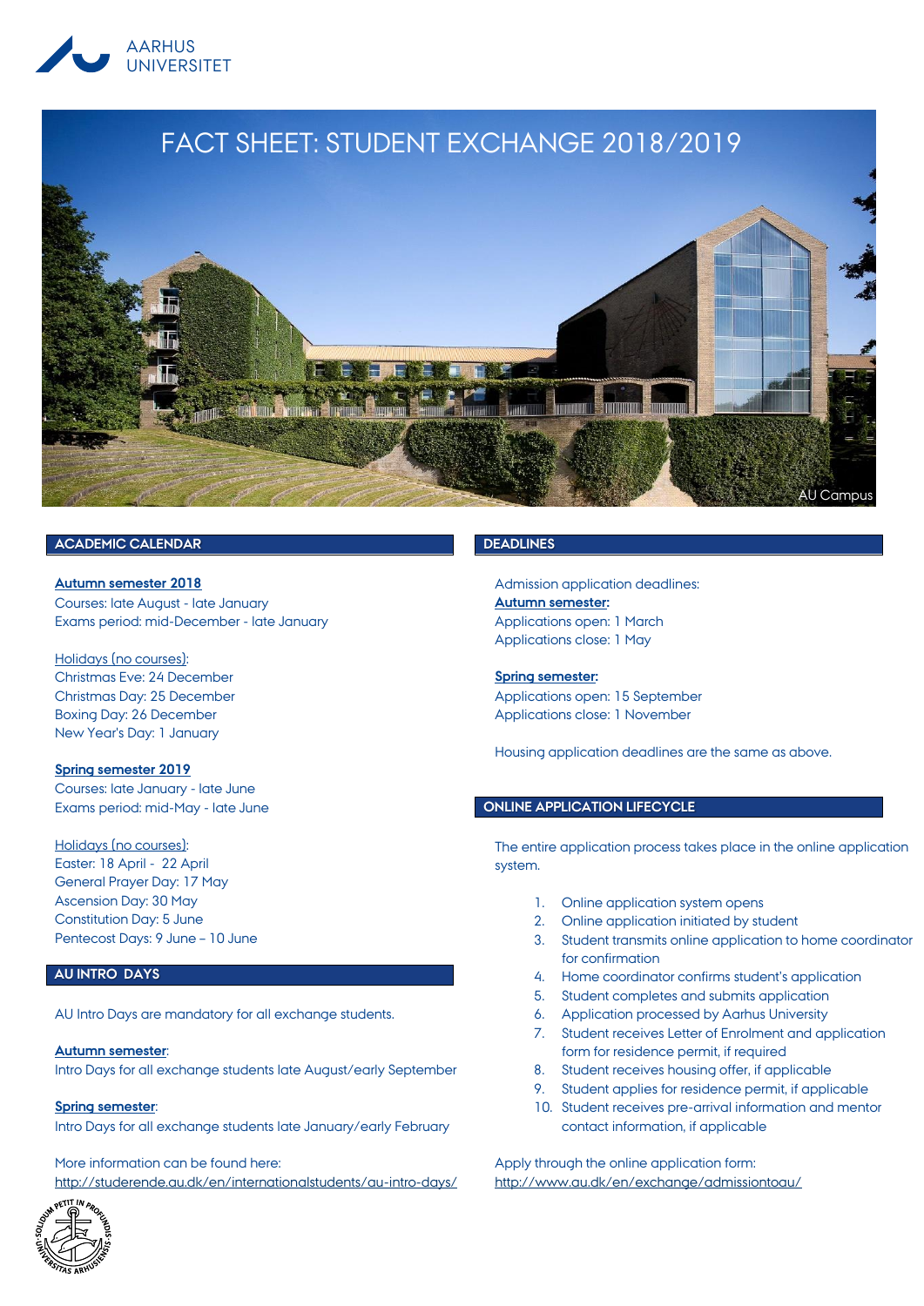AARHUS UNIVERSITET

# FACT SHEET: STUDENT EXCHANGE 2018/2019

AU Campus

## ACADEMIC CALENDAR

**Autumn semester 2018**
Courses: late August - late January
Exams period: mid-December - late January

Holidays (no courses):
Christmas Eve: 24 December
Christmas Day: 25 December
Boxing Day: 26 December
New Year's Day: 1 January

**Spring semester 2019**
Courses: late January - late June
Exams period: mid-May - late June

Holidays (no courses):
Easter: 18 April - 22 April
General Prayer Day: 17 May
Ascension Day: 30 May
Constitution Day: 5 June
Pentecost Days: 9 June – 10 June

## AU INTRO DAYS

AU Intro Days are mandatory for all exchange students.

**Autumn semester**:
Intro Days for all exchange students late August/early September

**Spring semester**:
Intro Days for all exchange students late January/early February

More information can be found here:
http://studerende.au.dk/en/internationalstudents/au-intro-days/

## DEADLINES

Admission application deadlines:
**Autumn semester:**
Applications open: 1 March
Applications close: 1 May

**Spring semester:**
Applications open: 15 September
Applications close: 1 November

Housing application deadlines are the same as above.

## ONLINE APPLICATION LIFECYCLE

The entire application process takes place in the online application system.

1. Online application system opens
2. Online application initiated by student
3. Student transmits online application to home coordinator for confirmation
4. Home coordinator confirms student's application
5. Student completes and submits application
6. Application processed by Aarhus University
7. Student receives Letter of Enrolment and application form for residence permit, if required
8. Student receives housing offer, if applicable
9. Student applies for residence permit, if applicable
10. Student receives pre-arrival information and mentor contact information, if applicable

Apply through the online application form:
http://www.au.dk/en/exchange/admissiontoau/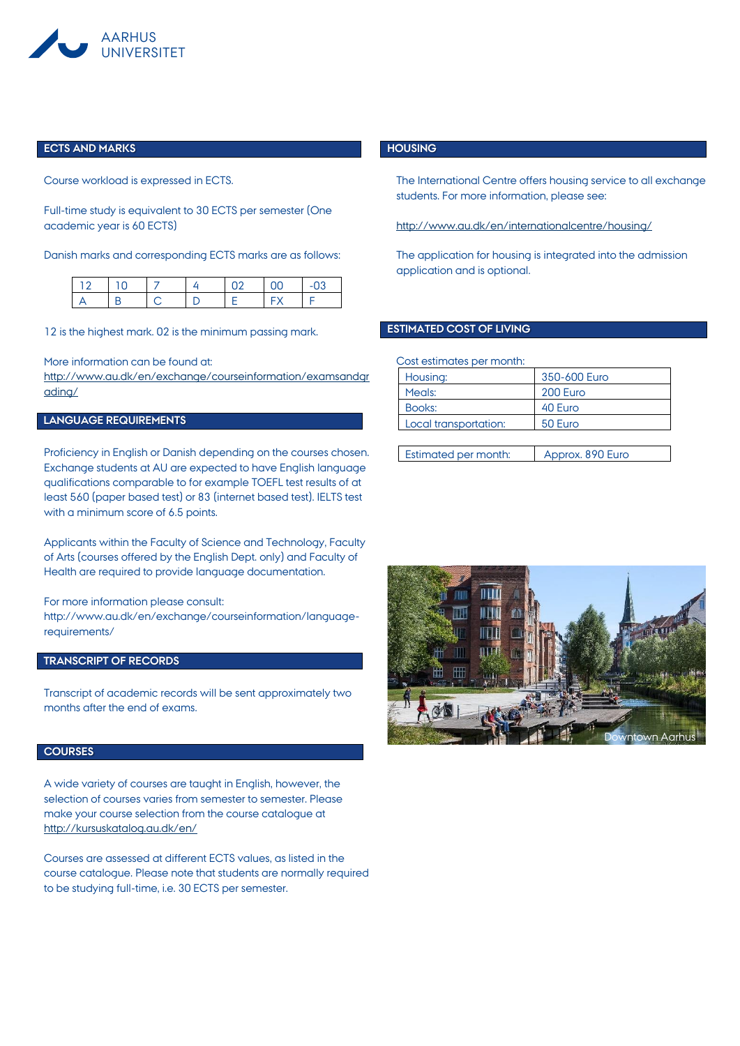## ECTS AND MARKS

Course workload is expressed in ECTS.

Full-time study is equivalent to 30 ECTS per semester (One academic year is 60 ECTS)

Danish marks and corresponding ECTS marks are as follows:

| 12 | 10 | 7 | 4 | 02 | 00 | -03 |
|---|---|---|---|---|---|---|
| A | B | C | D | E | FX | F |

12 is the highest mark. 02 is the minimum passing mark.

More information can be found at:
http://www.au.dk/en/exchange/courseinformation/examsandgrading/

## LANGUAGE REQUIREMENTS

Proficiency in English or Danish depending on the courses chosen. Exchange students at AU are expected to have English language qualifications comparable to for example TOEFL test results of at least 560 (paper based test) or 83 (internet based test). IELTS test with a minimum score of 6.5 points.

Applicants within the Faculty of Science and Technology, Faculty of Arts (courses offered by the English Dept. only) and Faculty of Health are required to provide language documentation.

For more information please consult:
http://www.au.dk/en/exchange/courseinformation/language-requirements/

## TRANSCRIPT OF RECORDS

Transcript of academic records will be sent approximately two months after the end of exams.

## COURSES

A wide variety of courses are taught in English, however, the selection of courses varies from semester to semester. Please make your course selection from the course catalogue at http://kursuskatalog.au.dk/en/

Courses are assessed at different ECTS values, as listed in the course catalogue. Please note that students are normally required to be studying full-time, i.e. 30 ECTS per semester.

## HOUSING

The International Centre offers housing service to all exchange students. For more information, please see:

http://www.au.dk/en/internationalcentre/housing/

The application for housing is integrated into the admission application and is optional.

## ESTIMATED COST OF LIVING

Cost estimates per month:

| Housing: | 350-600 Euro |
|---|---|
| Meals: | 200 Euro |
| Books: | 40 Euro |
| Local transportation: | 50 Euro |
| Estimated per month: | Approx. 890 Euro |

Downtown Aarhus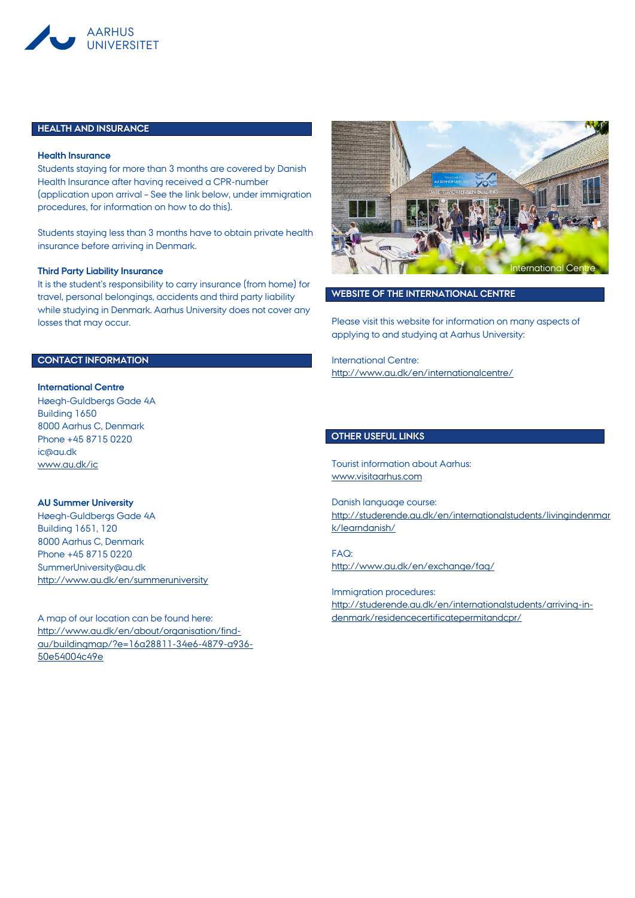## HEALTH AND INSURANCE

### Health Insurance

Students staying for more than 3 months are covered by Danish Health Insurance after having received a CPR-number (application upon arrival – See the link below, under immigration procedures, for information on how to do this).

Students staying less than 3 months have to obtain private health insurance before arriving in Denmark.

### Third Party Liability Insurance

It is the student's responsibility to carry insurance (from home) for travel, personal belongings, accidents and third party liability while studying in Denmark. Aarhus University does not cover any losses that may occur.

## CONTACT INFORMATION

**International Centre**
Høegh-Guldbergs Gade 4A
Building 1650
8000 Aarhus C, Denmark
Phone +45 8715 0220
ic@au.dk
www.au.dk/ic

**AU Summer University**
Høegh-Guldbergs Gade 4A
Building 1651, 120
8000 Aarhus C, Denmark
Phone +45 8715 0220
SummerUniversity@au.dk
http://www.au.dk/en/summeruniversity

A map of our location can be found here:
http://www.au.dk/en/about/organisation/find-au/buildingmap/?e=16a28811-34e6-4879-a936-50e54004c49e

International Centre

## WEBSITE OF THE INTERNATIONAL CENTRE

Please visit this website for information on many aspects of applying to and studying at Aarhus University:

International Centre:
http://www.au.dk/en/internationalcentre/

## OTHER USEFUL LINKS

Tourist information about Aarhus:
www.visitaarhus.com

Danish language course:
http://studerende.au.dk/en/internationalstudents/livingindenmark/learndanish/

FAQ:
http://www.au.dk/en/exchange/faq/

Immigration procedures:
http://studerende.au.dk/en/internationalstudents/arriving-in-denmark/residencecertificatepermitandcpr/